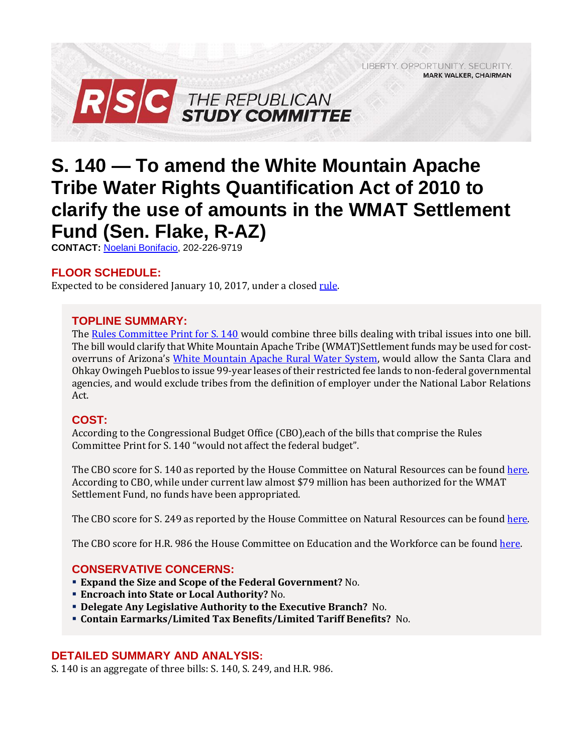LIBERTY. OPPORTUNITY. SECURITY.
**MARK WALKER, CHAIRMAN**

**RSC THE REPUBLICAN STUDY COMMITTEE**

# S. 140 — To amend the White Mountain Apache Tribe Water Rights Quantification Act of 2010 to clarify the use of amounts in the WMAT Settlement Fund (Sen. Flake, R-AZ)

**CONTACT:** Noelani Bonifacio, 202-226-9719

## FLOOR SCHEDULE:

Expected to be considered January 10, 2017, under a closed rule.

## TOPLINE SUMMARY:

The Rules Committee Print for S. 140 would combine three bills dealing with tribal issues into one bill. The bill would clarify that White Mountain Apache Tribe (WMAT)Settlement funds may be used for cost-overruns of Arizona's White Mountain Apache Rural Water System, would allow the Santa Clara and Ohkay Owingeh Pueblos to issue 99-year leases of their restricted fee lands to non-federal governmental agencies, and would exclude tribes from the definition of employer under the National Labor Relations Act.

## COST:

According to the Congressional Budget Office (CBO),each of the bills that comprise the Rules Committee Print for S. 140 "would not affect the federal budget".

The CBO score for S. 140 as reported by the House Committee on Natural Resources can be found here. According to CBO, while under current law almost $79 million has been authorized for the WMAT Settlement Fund, no funds have been appropriated.

The CBO score for S. 249 as reported by the House Committee on Natural Resources can be found here.

The CBO score for H.R. 986 the House Committee on Education and the Workforce can be found here.

## CONSERVATIVE CONCERNS:

- **Expand the Size and Scope of the Federal Government?** No.
- **Encroach into State or Local Authority?** No.
- **Delegate Any Legislative Authority to the Executive Branch?** No.
- **Contain Earmarks/Limited Tax Benefits/Limited Tariff Benefits?** No.

## DETAILED SUMMARY AND ANALYSIS:

S. 140 is an aggregate of three bills: S. 140, S. 249, and H.R. 986.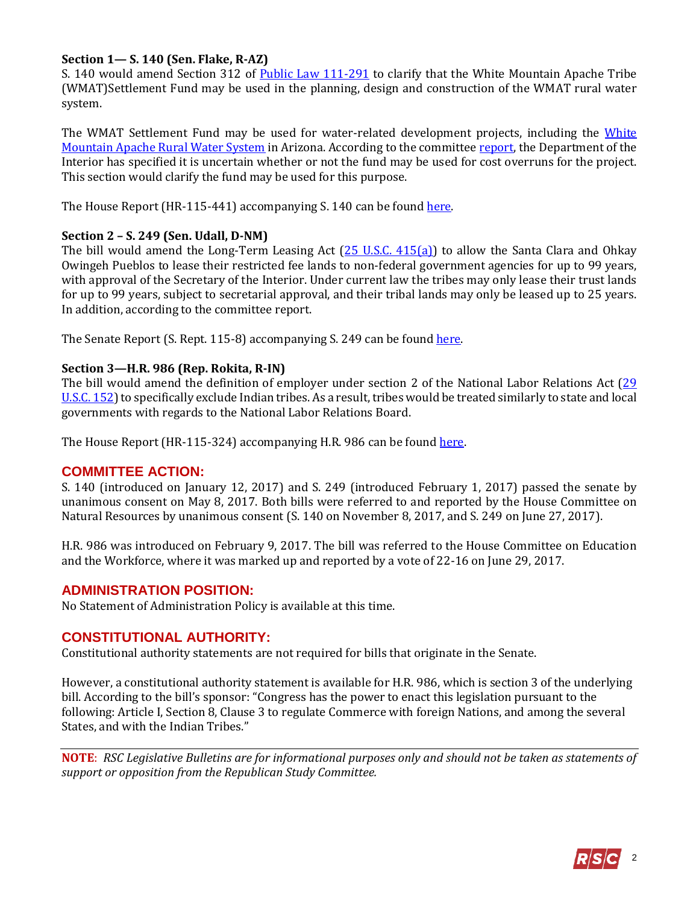**Section 1— S. 140 (Sen. Flake, R-AZ)**
S. 140 would amend Section 312 of Public Law 111-291 to clarify that the White Mountain Apache Tribe (WMAT)Settlement Fund may be used in the planning, design and construction of the WMAT rural water system.

The WMAT Settlement Fund may be used for water-related development projects, including the White Mountain Apache Rural Water System in Arizona. According to the committee report, the Department of the Interior has specified it is uncertain whether or not the fund may be used for cost overruns for the project. This section would clarify the fund may be used for this purpose.

The House Report (HR-115-441) accompanying S. 140 can be found here.

**Section 2 – S. 249 (Sen. Udall, D-NM)**
The bill would amend the Long-Term Leasing Act (25 U.S.C. 415(a)) to allow the Santa Clara and Ohkay Owingeh Pueblos to lease their restricted fee lands to non-federal government agencies for up to 99 years, with approval of the Secretary of the Interior. Under current law the tribes may only lease their trust lands for up to 99 years, subject to secretarial approval, and their tribal lands may only be leased up to 25 years. In addition, according to the committee report.

The Senate Report (S. Rept. 115-8) accompanying S. 249 can be found here.

**Section 3—H.R. 986 (Rep. Rokita, R-IN)**
The bill would amend the definition of employer under section 2 of the National Labor Relations Act (29 U.S.C. 152) to specifically exclude Indian tribes. As a result, tribes would be treated similarly to state and local governments with regards to the National Labor Relations Board.

The House Report (HR-115-324) accompanying H.R. 986 can be found here.

## COMMITTEE ACTION:

S. 140 (introduced on January 12, 2017) and S. 249 (introduced February 1, 2017) passed the senate by unanimous consent on May 8, 2017. Both bills were referred to and reported by the House Committee on Natural Resources by unanimous consent (S. 140 on November 8, 2017, and S. 249 on June 27, 2017).

H.R. 986 was introduced on February 9, 2017. The bill was referred to the House Committee on Education and the Workforce, where it was marked up and reported by a vote of 22-16 on June 29, 2017.

## ADMINISTRATION POSITION:

No Statement of Administration Policy is available at this time.

## CONSTITUTIONAL AUTHORITY:

Constitutional authority statements are not required for bills that originate in the Senate.

However, a constitutional authority statement is available for H.R. 986, which is section 3 of the underlying bill. According to the bill's sponsor: "Congress has the power to enact this legislation pursuant to the following: Article I, Section 8, Clause 3 to regulate Commerce with foreign Nations, and among the several States, and with the Indian Tribes."

---

**NOTE**: *RSC Legislative Bulletins are for informational purposes only and should not be taken as statements of support or opposition from the Republican Study Committee.*